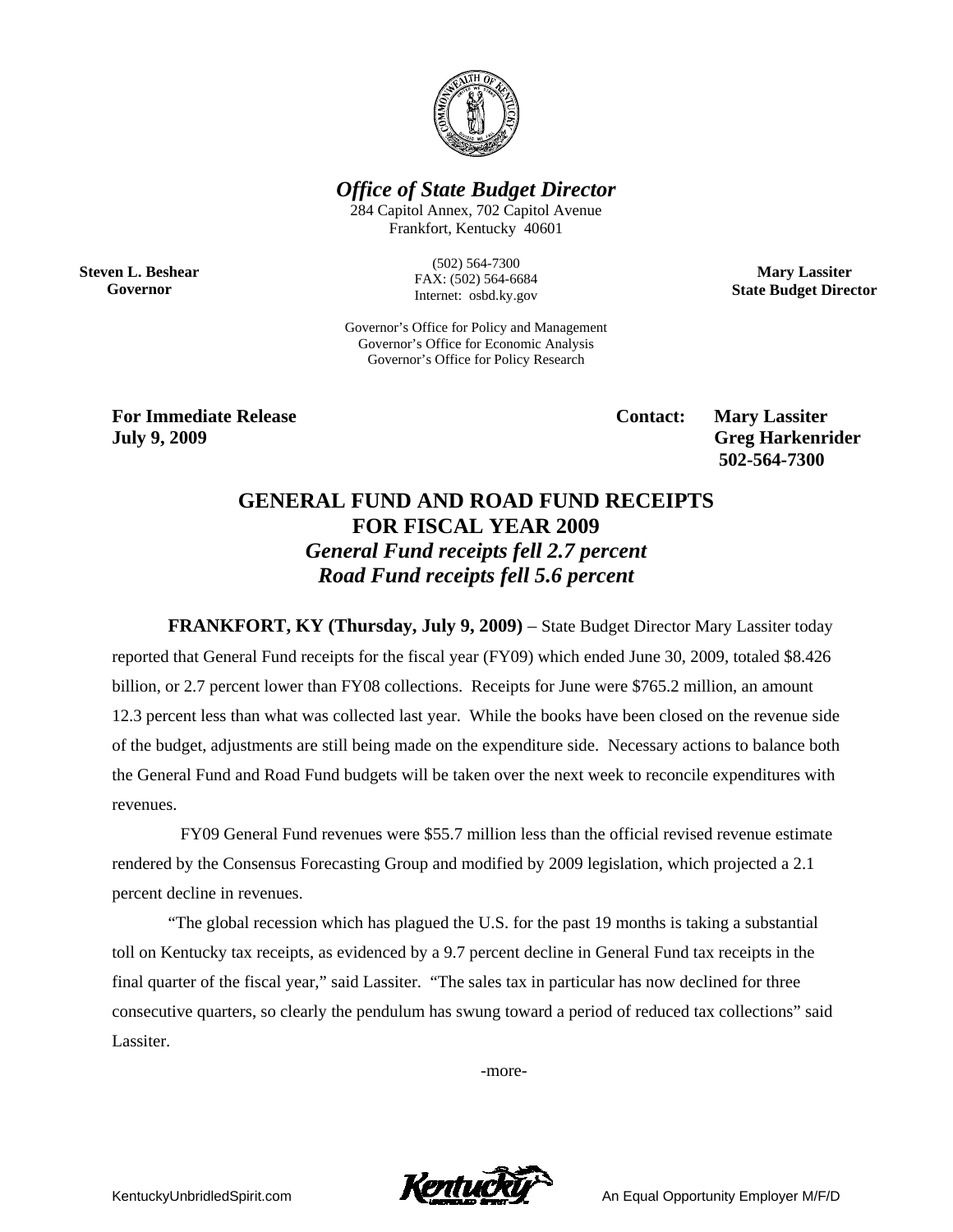***Office of State Budget Director***

284 Capitol Annex, 702 Capitol Avenue
Frankfort, Kentucky 40601

(502) 564-7300
FAX: (502) 564-6684
Internet: osbd.ky.gov

**Steven L. Beshear**
**Governor**

**Mary Lassiter**
**State Budget Director**

Governor's Office for Policy and Management
Governor's Office for Economic Analysis
Governor's Office for Policy Research

**For Immediate Release**
**July 9, 2009**

**Contact: Mary Lassiter**
**Greg Harkenrider**
**502-564-7300**

# GENERAL FUND AND ROAD FUND RECEIPTS FOR FISCAL YEAR 2009

## *General Fund receipts fell 2.7 percent*
## *Road Fund receipts fell 5.6 percent*

**FRANKFORT, KY (Thursday, July 9, 2009)** – State Budget Director Mary Lassiter today reported that General Fund receipts for the fiscal year (FY09) which ended June 30, 2009, totaled $8.426 billion, or 2.7 percent lower than FY08 collections. Receipts for June were $765.2 million, an amount 12.3 percent less than what was collected last year. While the books have been closed on the revenue side of the budget, adjustments are still being made on the expenditure side. Necessary actions to balance both the General Fund and Road Fund budgets will be taken over the next week to reconcile expenditures with revenues.

FY09 General Fund revenues were $55.7 million less than the official revised revenue estimate rendered by the Consensus Forecasting Group and modified by 2009 legislation, which projected a 2.1 percent decline in revenues.

"The global recession which has plagued the U.S. for the past 19 months is taking a substantial toll on Kentucky tax receipts, as evidenced by a 9.7 percent decline in General Fund tax receipts in the final quarter of the fiscal year," said Lassiter. "The sales tax in particular has now declined for three consecutive quarters, so clearly the pendulum has swung toward a period of reduced tax collections" said Lassiter.

-more-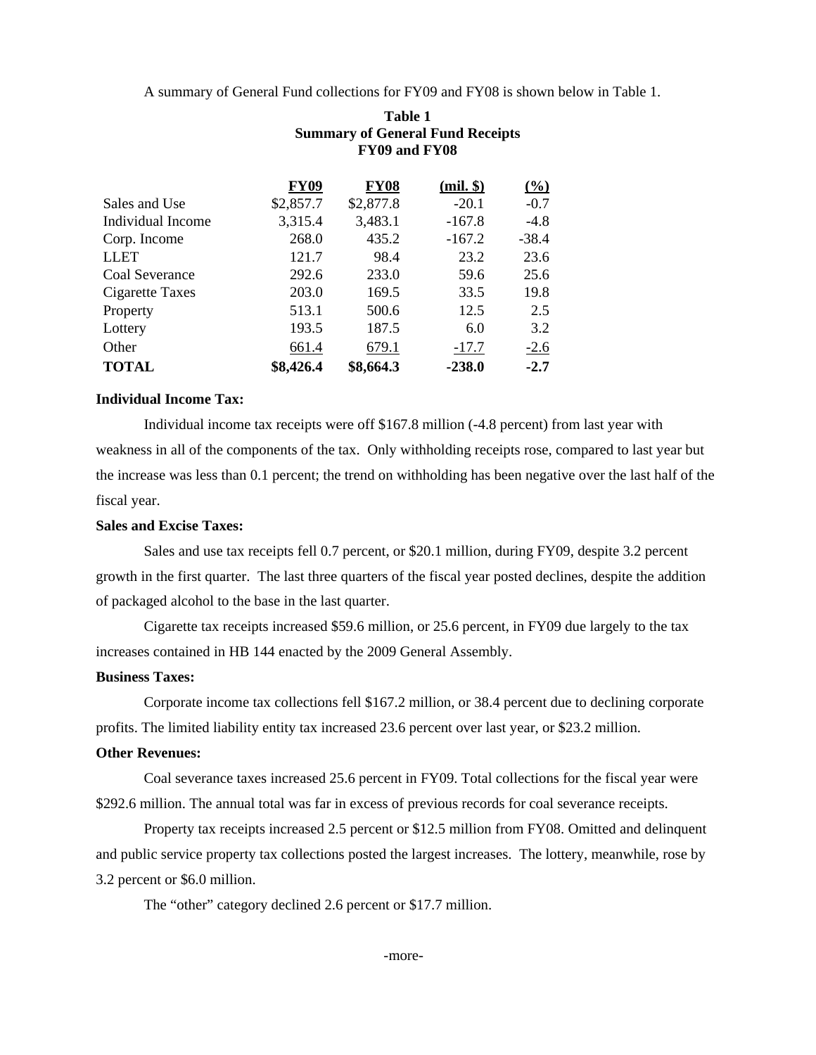A summary of General Fund collections for FY09 and FY08 is shown below in Table 1.

**Table 1**
**Summary of General Fund Receipts**
**FY09 and FY08**

| | FY09 | FY08 | (mil. $) | (%) |
|---|---|---|---|---|
| Sales and Use | $2,857.7 | $2,877.8 | -20.1 | -0.7 |
| Individual Income | 3,315.4 | 3,483.1 | -167.8 | -4.8 |
| Corp. Income | 268.0 | 435.2 | -167.2 | -38.4 |
| LLET | 121.7 | 98.4 | 23.2 | 23.6 |
| Coal Severance | 292.6 | 233.0 | 59.6 | 25.6 |
| Cigarette Taxes | 203.0 | 169.5 | 33.5 | 19.8 |
| Property | 513.1 | 500.6 | 12.5 | 2.5 |
| Lottery | 193.5 | 187.5 | 6.0 | 3.2 |
| Other | 661.4 | 679.1 | -17.7 | -2.6 |
| **TOTAL** | **$8,426.4** | **$8,664.3** | **-238.0** | **-2.7** |

**Individual Income Tax:**

Individual income tax receipts were off $167.8 million (-4.8 percent) from last year with weakness in all of the components of the tax. Only withholding receipts rose, compared to last year but the increase was less than 0.1 percent; the trend on withholding has been negative over the last half of the fiscal year.

**Sales and Excise Taxes:**

Sales and use tax receipts fell 0.7 percent, or $20.1 million, during FY09, despite 3.2 percent growth in the first quarter. The last three quarters of the fiscal year posted declines, despite the addition of packaged alcohol to the base in the last quarter.

Cigarette tax receipts increased $59.6 million, or 25.6 percent, in FY09 due largely to the tax increases contained in HB 144 enacted by the 2009 General Assembly.

**Business Taxes:**

Corporate income tax collections fell $167.2 million, or 38.4 percent due to declining corporate profits. The limited liability entity tax increased 23.6 percent over last year, or $23.2 million.

**Other Revenues:**

Coal severance taxes increased 25.6 percent in FY09. Total collections for the fiscal year were $292.6 million. The annual total was far in excess of previous records for coal severance receipts.

Property tax receipts increased 2.5 percent or $12.5 million from FY08. Omitted and delinquent and public service property tax collections posted the largest increases. The lottery, meanwhile, rose by 3.2 percent or $6.0 million.

The "other" category declined 2.6 percent or $17.7 million.

-more-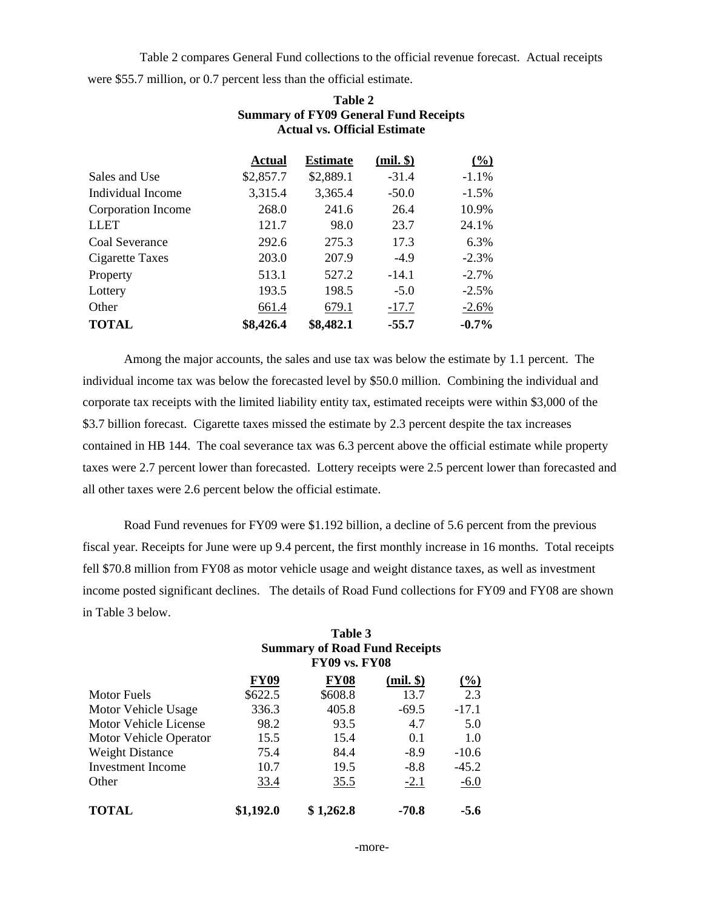Table 2 compares General Fund collections to the official revenue forecast. Actual receipts were $55.7 million, or 0.7 percent less than the official estimate.

**Table 2**
**Summary of FY09 General Fund Receipts**
**Actual vs. Official Estimate**

| | Actual | Estimate | (mil. $) | (%) |
|---|---|---|---|---|
| Sales and Use | $2,857.7 | $2,889.1 | -31.4 | -1.1% |
| Individual Income | 3,315.4 | 3,365.4 | -50.0 | -1.5% |
| Corporation Income | 268.0 | 241.6 | 26.4 | 10.9% |
| LLET | 121.7 | 98.0 | 23.7 | 24.1% |
| Coal Severance | 292.6 | 275.3 | 17.3 | 6.3% |
| Cigarette Taxes | 203.0 | 207.9 | -4.9 | -2.3% |
| Property | 513.1 | 527.2 | -14.1 | -2.7% |
| Lottery | 193.5 | 198.5 | -5.0 | -2.5% |
| Other | 661.4 | 679.1 | -17.7 | -2.6% |
| **TOTAL** | **$8,426.4** | **$8,482.1** | **-55.7** | **-0.7%** |

Among the major accounts, the sales and use tax was below the estimate by 1.1 percent. The individual income tax was below the forecasted level by $50.0 million. Combining the individual and corporate tax receipts with the limited liability entity tax, estimated receipts were within $3,000 of the $3.7 billion forecast. Cigarette taxes missed the estimate by 2.3 percent despite the tax increases contained in HB 144. The coal severance tax was 6.3 percent above the official estimate while property taxes were 2.7 percent lower than forecasted. Lottery receipts were 2.5 percent lower than forecasted and all other taxes were 2.6 percent below the official estimate.

Road Fund revenues for FY09 were $1.192 billion, a decline of 5.6 percent from the previous fiscal year. Receipts for June were up 9.4 percent, the first monthly increase in 16 months. Total receipts fell $70.8 million from FY08 as motor vehicle usage and weight distance taxes, as well as investment income posted significant declines. The details of Road Fund collections for FY09 and FY08 are shown in Table 3 below.

**Table 3**
**Summary of Road Fund Receipts**
**FY09 vs. FY08**

| | FY09 | FY08 | (mil. $) | (%) |
|---|---|---|---|---|
| Motor Fuels | $622.5 | $608.8 | 13.7 | 2.3 |
| Motor Vehicle Usage | 336.3 | 405.8 | -69.5 | -17.1 |
| Motor Vehicle License | 98.2 | 93.5 | 4.7 | 5.0 |
| Motor Vehicle Operator | 15.5 | 15.4 | 0.1 | 1.0 |
| Weight Distance | 75.4 | 84.4 | -8.9 | -10.6 |
| Investment Income | 10.7 | 19.5 | -8.8 | -45.2 |
| Other | 33.4 | 35.5 | -2.1 | -6.0 |
| **TOTAL** | **$1,192.0** | **$ 1,262.8** | **-70.8** | **-5.6** |

-more-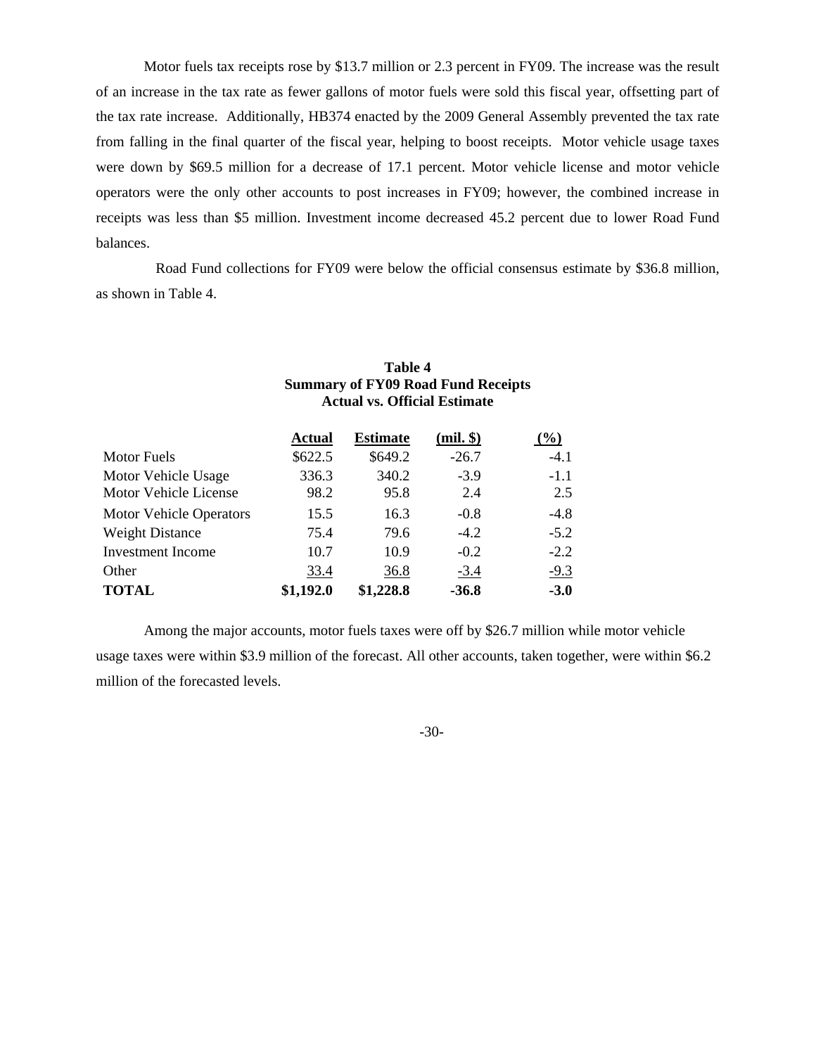Motor fuels tax receipts rose by $13.7 million or 2.3 percent in FY09. The increase was the result of an increase in the tax rate as fewer gallons of motor fuels were sold this fiscal year, offsetting part of the tax rate increase. Additionally, HB374 enacted by the 2009 General Assembly prevented the tax rate from falling in the final quarter of the fiscal year, helping to boost receipts. Motor vehicle usage taxes were down by $69.5 million for a decrease of 17.1 percent. Motor vehicle license and motor vehicle operators were the only other accounts to post increases in FY09; however, the combined increase in receipts was less than $5 million. Investment income decreased 45.2 percent due to lower Road Fund balances.

Road Fund collections for FY09 were below the official consensus estimate by $36.8 million, as shown in Table 4.

**Table 4**
**Summary of FY09 Road Fund Receipts**
**Actual vs. Official Estimate**

| | Actual | Estimate | (mil. $) | (%) |
|---|---|---|---|---|
| Motor Fuels | $622.5 | $649.2 | -26.7 | -4.1 |
| Motor Vehicle Usage | 336.3 | 340.2 | -3.9 | -1.1 |
| Motor Vehicle License | 98.2 | 95.8 | 2.4 | 2.5 |
| Motor Vehicle Operators | 15.5 | 16.3 | -0.8 | -4.8 |
| Weight Distance | 75.4 | 79.6 | -4.2 | -5.2 |
| Investment Income | 10.7 | 10.9 | -0.2 | -2.2 |
| Other | 33.4 | 36.8 | -3.4 | -9.3 |
| **TOTAL** | **$1,192.0** | **$1,228.8** | **-36.8** | **-3.0** |

Among the major accounts, motor fuels taxes were off by $26.7 million while motor vehicle usage taxes were within $3.9 million of the forecast. All other accounts, taken together, were within $6.2 million of the forecasted levels.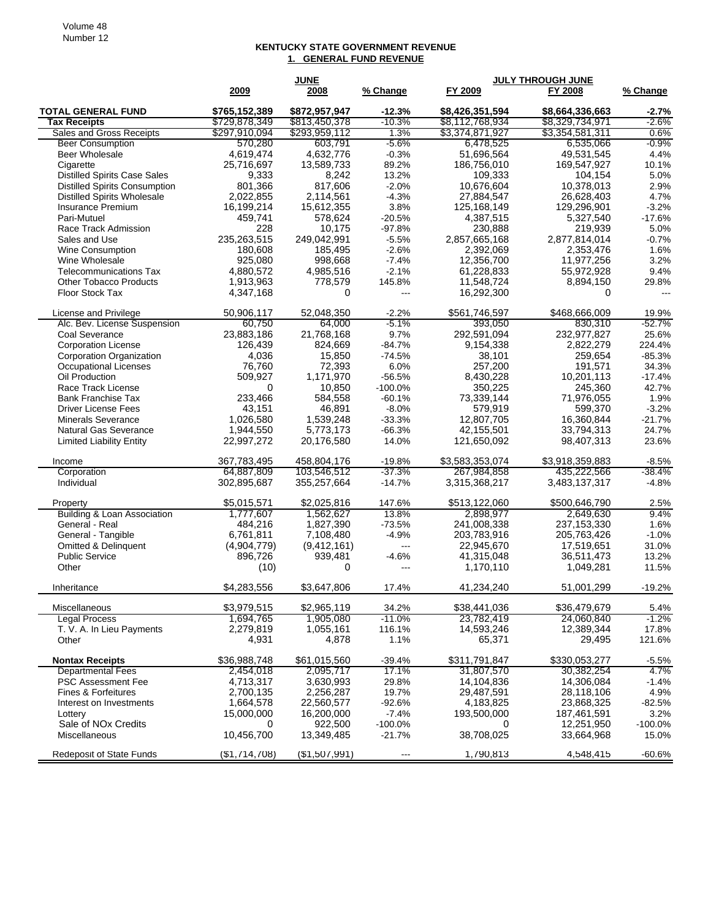**KENTUCKY STATE GOVERNMENT REVENUE**

**1. GENERAL FUND REVENUE**

| | JUNE | | | JULY THROUGH JUNE | | |
|---|---|---|---|---|---|---|
| | 2009 | 2008 | % Change | FY 2009 | FY 2008 | % Change |
| **TOTAL GENERAL FUND** | **$765,152,389** | **$872,957,947** | **-12.3%** | **$8,426,351,594** | **$8,664,336,663** | **-2.7%** |
| **Tax Receipts** | $729,878,349 | $813,450,378 | -10.3% | $8,112,768,934 | $8,329,734,971 | -2.6% |
| Sales and Gross Receipts | $297,910,094 | $293,959,112 | 1.3% | $3,374,871,927 | $3,354,581,311 | 0.6% |
| Beer Consumption | 570,280 | 603,791 | -5.6% | 6,478,525 | 6,535,066 | -0.9% |
| Beer Wholesale | 4,619,474 | 4,632,776 | -0.3% | 51,696,564 | 49,531,545 | 4.4% |
| Cigarette | 25,716,697 | 13,589,733 | 89.2% | 186,756,010 | 169,547,927 | 10.1% |
| Distilled Spirits Case Sales | 9,333 | 8,242 | 13.2% | 109,333 | 104,154 | 5.0% |
| Distilled Spirits Consumption | 801,366 | 817,606 | -2.0% | 10,676,604 | 10,378,013 | 2.9% |
| Distilled Spirits Wholesale | 2,022,855 | 2,114,561 | -4.3% | 27,884,547 | 26,628,403 | 4.7% |
| Insurance Premium | 16,199,214 | 15,612,355 | 3.8% | 125,168,149 | 129,296,901 | -3.2% |
| Pari-Mutuel | 459,741 | 578,624 | -20.5% | 4,387,515 | 5,327,540 | -17.6% |
| Race Track Admission | 228 | 10,175 | -97.8% | 230,888 | 219,939 | 5.0% |
| Sales and Use | 235,263,515 | 249,042,991 | -5.5% | 2,857,665,168 | 2,877,814,014 | -0.7% |
| Wine Consumption | 180,608 | 185,495 | -2.6% | 2,392,069 | 2,353,476 | 1.6% |
| Wine Wholesale | 925,080 | 998,668 | -7.4% | 12,356,700 | 11,977,256 | 3.2% |
| Telecommunications Tax | 4,880,572 | 4,985,516 | -2.1% | 61,228,833 | 55,972,928 | 9.4% |
| Other Tobacco Products | 1,913,963 | 778,579 | 145.8% | 11,548,724 | 8,894,150 | 29.8% |
| Floor Stock Tax | 4,347,168 | 0 | --- | 16,292,300 | 0 | --- |
| | | | | | | |
| License and Privilege | 50,906,117 | 52,048,350 | -2.2% | $561,746,597 | $468,666,009 | 19.9% |
| Alc. Bev. License Suspension | 60,750 | 64,000 | -5.1% | 393,050 | 830,310 | -52.7% |
| Coal Severance | 23,883,186 | 21,768,168 | 9.7% | 292,591,094 | 232,977,827 | 25.6% |
| Corporation License | 126,439 | 824,669 | -84.7% | 9,154,338 | 2,822,279 | 224.4% |
| Corporation Organization | 4,036 | 15,850 | -74.5% | 38,101 | 259,654 | -85.3% |
| Occupational Licenses | 76,760 | 72,393 | 6.0% | 257,200 | 191,571 | 34.3% |
| Oil Production | 509,927 | 1,171,970 | -56.5% | 8,430,228 | 10,201,113 | -17.4% |
| Race Track License | 0 | 10,850 | -100.0% | 350,225 | 245,360 | 42.7% |
| Bank Franchise Tax | 233,466 | 584,558 | -60.1% | 73,339,144 | 71,976,055 | 1.9% |
| Driver License Fees | 43,151 | 46,891 | -8.0% | 579,919 | 599,370 | -3.2% |
| Minerals Severance | 1,026,580 | 1,539,248 | -33.3% | 12,807,705 | 16,360,844 | -21.7% |
| Natural Gas Severance | 1,944,550 | 5,773,173 | -66.3% | 42,155,501 | 33,794,313 | 24.7% |
| Limited Liability Entity | 22,997,272 | 20,176,580 | 14.0% | 121,650,092 | 98,407,313 | 23.6% |
| | | | | | | |
| Income | 367,783,495 | 458,804,176 | -19.8% | $3,583,353,074 | $3,918,359,883 | -8.5% |
| Corporation | 64,887,809 | 103,546,512 | -37.3% | 267,984,858 | 435,222,566 | -38.4% |
| Individual | 302,895,687 | 355,257,664 | -14.7% | 3,315,368,217 | 3,483,137,317 | -4.8% |
| | | | | | | |
| Property | $5,015,571 | $2,025,816 | 147.6% | $513,122,060 | $500,646,790 | 2.5% |
| Building & Loan Association | 1,777,607 | 1,562,627 | 13.8% | 2,898,977 | 2,649,630 | 9.4% |
| General - Real | 484,216 | 1,827,390 | -73.5% | 241,008,338 | 237,153,330 | 1.6% |
| General - Tangible | 6,761,811 | 7,108,480 | -4.9% | 203,783,916 | 205,763,426 | -1.0% |
| Omitted & Delinquent | (4,904,779) | (9,412,161) | --- | 22,945,670 | 17,519,651 | 31.0% |
| Public Service | 896,726 | 939,481 | -4.6% | 41,315,048 | 36,511,473 | 13.2% |
| Other | (10) | 0 | --- | 1,170,110 | 1,049,281 | 11.5% |
| | | | | | | |
| Inheritance | $4,283,556 | $3,647,806 | 17.4% | 41,234,240 | 51,001,299 | -19.2% |
| | | | | | | |
| Miscellaneous | $3,979,515 | $2,965,119 | 34.2% | $38,441,036 | $36,479,679 | 5.4% |
| Legal Process | 1,694,765 | 1,905,080 | -11.0% | 23,782,419 | 24,060,840 | -1.2% |
| T. V. A. In Lieu Payments | 2,279,819 | 1,055,161 | 116.1% | 14,593,246 | 12,389,344 | 17.8% |
| Other | 4,931 | 4,878 | 1.1% | 65,371 | 29,495 | 121.6% |
| | | | | | | |
| **Nontax Receipts** | $36,988,748 | $61,015,560 | -39.4% | $311,791,847 | $330,053,277 | -5.5% |
| Departmental Fees | 2,454,018 | 2,095,717 | 17.1% | 31,807,570 | 30,382,254 | 4.7% |
| PSC Assessment Fee | 4,713,317 | 3,630,993 | 29.8% | 14,104,836 | 14,306,084 | -1.4% |
| Fines & Forfeitures | 2,700,135 | 2,256,287 | 19.7% | 29,487,591 | 28,118,106 | 4.9% |
| Interest on Investments | 1,664,578 | 22,560,577 | -92.6% | 4,183,825 | 23,868,325 | -82.5% |
| Lottery | 15,000,000 | 16,200,000 | -7.4% | 193,500,000 | 187,461,591 | 3.2% |
| Sale of NOx Credits | 0 | 922,500 | -100.0% | 0 | 12,251,950 | -100.0% |
| Miscellaneous | 10,456,700 | 13,349,485 | -21.7% | 38,708,025 | 33,664,968 | 15.0% |
| | | | | | | |
| Redeposit of State Funds | ($1,714,708) | ($1,507,991) | --- | 1,790,813 | 4,548,415 | -60.6% |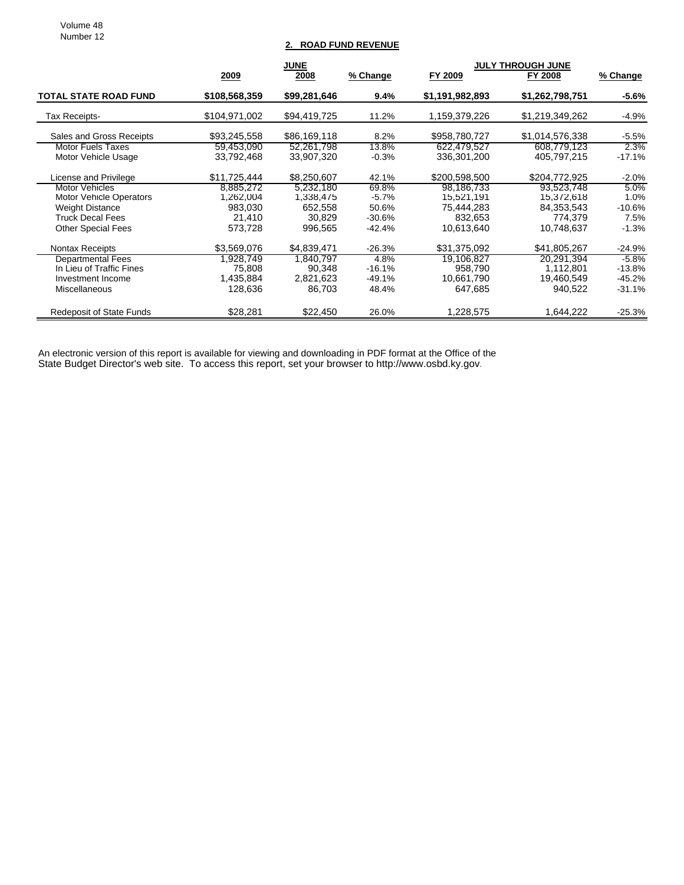## 2. ROAD FUND REVENUE

| | JUNE | | | JULY THROUGH JUNE | | |
|---|---|---|---|---|---|---|
| | 2009 | 2008 | % Change | FY 2009 | FY 2008 | % Change |
| **TOTAL STATE ROAD FUND** | **$108,568,359** | **$99,281,646** | **9.4%** | **$1,191,982,893** | **$1,262,798,751** | **-5.6%** |
| Tax Receipts- | $104,971,002 | $94,419,725 | 11.2% | 1,159,379,226 | $1,219,349,262 | -4.9% |
| Sales and Gross Receipts | $93,245,558 | $86,169,118 | 8.2% | $958,780,727 | $1,014,576,338 | -5.5% |
| Motor Fuels Taxes | 59,453,090 | 52,261,798 | 13.8% | 622,479,527 | 608,779,123 | 2.3% |
| Motor Vehicle Usage | 33,792,468 | 33,907,320 | -0.3% | 336,301,200 | 405,797,215 | -17.1% |
| License and Privilege | $11,725,444 | $8,250,607 | 42.1% | $200,598,500 | $204,772,925 | -2.0% |
| Motor Vehicles | 8,885,272 | 5,232,180 | 69.8% | 98,186,733 | 93,523,748 | 5.0% |
| Motor Vehicle Operators | 1,262,004 | 1,338,475 | -5.7% | 15,521,191 | 15,372,618 | 1.0% |
| Weight Distance | 983,030 | 652,558 | 50.6% | 75,444,283 | 84,353,543 | -10.6% |
| Truck Decal Fees | 21,410 | 30,829 | -30.6% | 832,653 | 774,379 | 7.5% |
| Other Special Fees | 573,728 | 996,565 | -42.4% | 10,613,640 | 10,748,637 | -1.3% |
| Nontax Receipts | $3,569,076 | $4,839,471 | -26.3% | $31,375,092 | $41,805,267 | -24.9% |
| Departmental Fees | 1,928,749 | 1,840,797 | 4.8% | 19,106,827 | 20,291,394 | -5.8% |
| In Lieu of Traffic Fines | 75,808 | 90,348 | -16.1% | 958,790 | 1,112,801 | -13.8% |
| Investment Income | 1,435,884 | 2,821,623 | -49.1% | 10,661,790 | 19,460,549 | -45.2% |
| Miscellaneous | 128,636 | 86,703 | 48.4% | 647,685 | 940,522 | -31.1% |
| Redeposit of State Funds | $28,281 | $22,450 | 26.0% | 1,228,575 | 1,644,222 | -25.3% |

An electronic version of this report is available for viewing and downloading in PDF format at the Office of the State Budget Director's web site. To access this report, set your browser to http://www.osbd.ky.gov.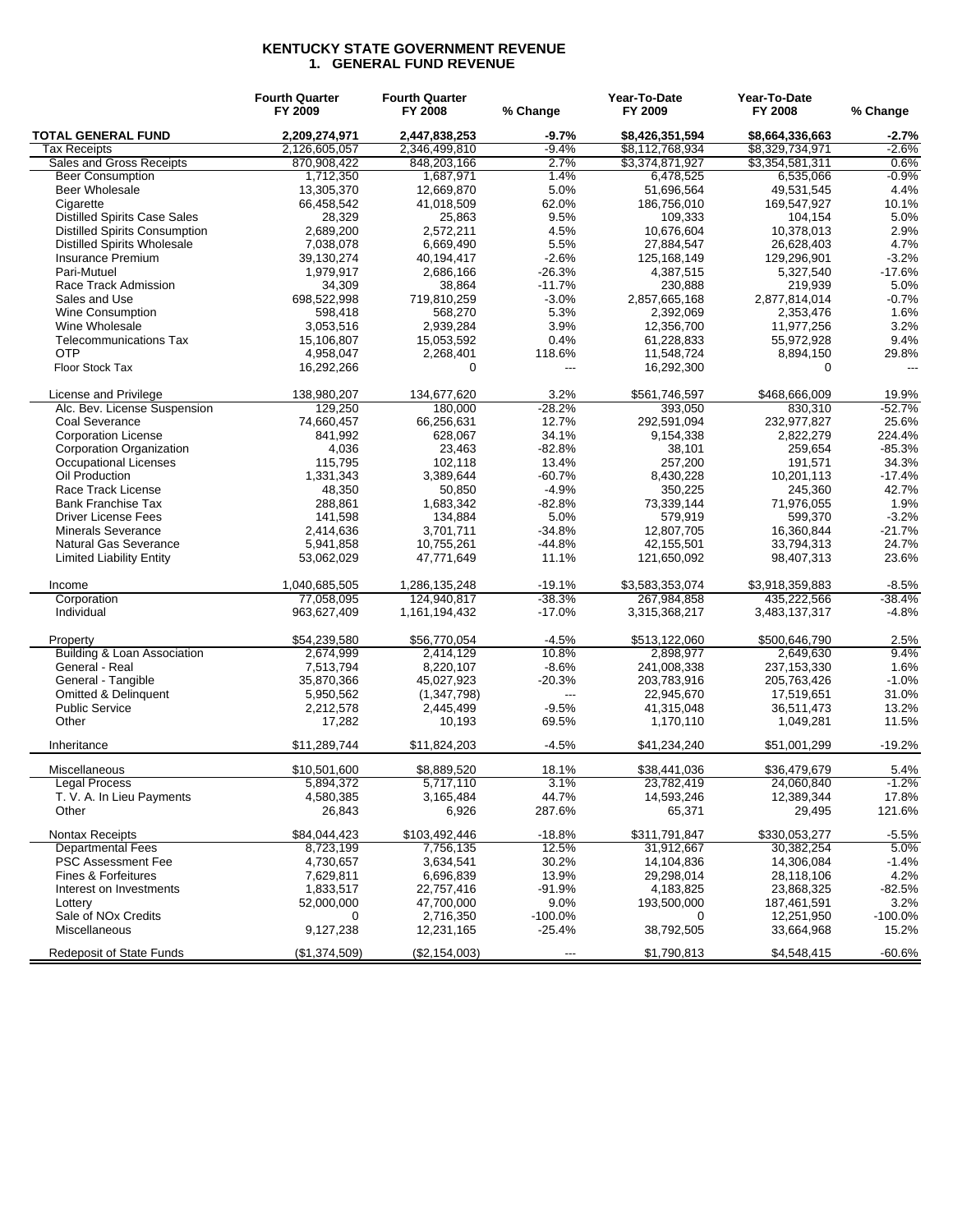# KENTUCKY STATE GOVERNMENT REVENUE
## 1. GENERAL FUND REVENUE

| | Fourth Quarter FY 2009 | Fourth Quarter FY 2008 | % Change | Year-To-Date FY 2009 | Year-To-Date FY 2008 | % Change |
|---|---|---|---|---|---|---|
| **TOTAL GENERAL FUND** | **2,209,274,971** | **2,447,838,253** | **-9.7%** | **$8,426,351,594** | **$8,664,336,663** | **-2.7%** |
| Tax Receipts | 2,126,605,057 | 2,346,499,810 | -9.4% | $8,112,768,934 | $8,329,734,971 | -2.6% |
| Sales and Gross Receipts | 870,908,422 | 848,203,166 | 2.7% | $3,374,871,927 | $3,354,581,311 | 0.6% |
| Beer Consumption | 1,712,350 | 1,687,971 | 1.4% | 6,478,525 | 6,535,066 | -0.9% |
| Beer Wholesale | 13,305,370 | 12,669,870 | 5.0% | 51,696,564 | 49,531,545 | 4.4% |
| Cigarette | 66,458,542 | 41,018,509 | 62.0% | 186,756,010 | 169,547,927 | 10.1% |
| Distilled Spirits Case Sales | 28,329 | 25,863 | 9.5% | 109,333 | 104,154 | 5.0% |
| Distilled Spirits Consumption | 2,689,200 | 2,572,211 | 4.5% | 10,676,604 | 10,378,013 | 2.9% |
| Distilled Spirits Wholesale | 7,038,078 | 6,669,490 | 5.5% | 27,884,547 | 26,628,403 | 4.7% |
| Insurance Premium | 39,130,274 | 40,194,417 | -2.6% | 125,168,149 | 129,296,901 | -3.2% |
| Pari-Mutuel | 1,979,917 | 2,686,166 | -26.3% | 4,387,515 | 5,327,540 | -17.6% |
| Race Track Admission | 34,309 | 38,864 | -11.7% | 230,888 | 219,939 | 5.0% |
| Sales and Use | 698,522,998 | 719,810,259 | -3.0% | 2,857,665,168 | 2,877,814,014 | -0.7% |
| Wine Consumption | 598,418 | 568,270 | 5.3% | 2,392,069 | 2,353,476 | 1.6% |
| Wine Wholesale | 3,053,516 | 2,939,284 | 3.9% | 12,356,700 | 11,977,256 | 3.2% |
| Telecommunications Tax | 15,106,807 | 15,053,592 | 0.4% | 61,228,833 | 55,972,928 | 9.4% |
| OTP | 4,958,047 | 2,268,401 | 118.6% | 11,548,724 | 8,894,150 | 29.8% |
| Floor Stock Tax | 16,292,266 | 0 | --- | 16,292,300 | 0 | --- |
| License and Privilege | 138,980,207 | 134,677,620 | 3.2% | $561,746,597 | $468,666,009 | 19.9% |
| Alc. Bev. License Suspension | 129,250 | 180,000 | -28.2% | 393,050 | 830,310 | -52.7% |
| Coal Severance | 74,660,457 | 66,256,631 | 12.7% | 292,591,094 | 232,977,827 | 25.6% |
| Corporation License | 841,992 | 628,067 | 34.1% | 9,154,338 | 2,822,279 | 224.4% |
| Corporation Organization | 4,036 | 23,463 | -82.8% | 38,101 | 259,654 | -85.3% |
| Occupational Licenses | 115,795 | 102,118 | 13.4% | 257,200 | 191,571 | 34.3% |
| Oil Production | 1,331,343 | 3,389,644 | -60.7% | 8,430,228 | 10,201,113 | -17.4% |
| Race Track License | 48,350 | 50,850 | -4.9% | 350,225 | 245,360 | 42.7% |
| Bank Franchise Tax | 288,861 | 1,683,342 | -82.8% | 73,339,144 | 71,976,055 | 1.9% |
| Driver License Fees | 141,598 | 134,884 | 5.0% | 579,919 | 599,370 | -3.2% |
| Minerals Severance | 2,414,636 | 3,701,711 | -34.8% | 12,807,705 | 16,360,844 | -21.7% |
| Natural Gas Severance | 5,941,858 | 10,755,261 | -44.8% | 42,155,501 | 33,794,313 | 24.7% |
| Limited Liability Entity | 53,062,029 | 47,771,649 | 11.1% | 121,650,092 | 98,407,313 | 23.6% |
| Income | 1,040,685,505 | 1,286,135,248 | -19.1% | $3,583,353,074 | $3,918,359,883 | -8.5% |
| Corporation | 77,058,095 | 124,940,817 | -38.3% | 267,984,858 | 435,222,566 | -38.4% |
| Individual | 963,627,409 | 1,161,194,432 | -17.0% | 3,315,368,217 | 3,483,137,317 | -4.8% |
| Property | $54,239,580 | $56,770,054 | -4.5% | $513,122,060 | $500,646,790 | 2.5% |
| Building & Loan Association | 2,674,999 | 2,414,129 | 10.8% | 2,898,977 | 2,649,630 | 9.4% |
| General - Real | 7,513,794 | 8,220,107 | -8.6% | 241,008,338 | 237,153,330 | 1.6% |
| General - Tangible | 35,870,366 | 45,027,923 | -20.3% | 203,783,916 | 205,763,426 | -1.0% |
| Omitted & Delinquent | 5,950,562 | (1,347,798) | --- | 22,945,670 | 17,519,651 | 31.0% |
| Public Service | 2,212,578 | 2,445,499 | -9.5% | 41,315,048 | 36,511,473 | 13.2% |
| Other | 17,282 | 10,193 | 69.5% | 1,170,110 | 1,049,281 | 11.5% |
| Inheritance | $11,289,744 | $11,824,203 | -4.5% | $41,234,240 | $51,001,299 | -19.2% |
| Miscellaneous | $10,501,600 | $8,889,520 | 18.1% | $38,441,036 | $36,479,679 | 5.4% |
| Legal Process | 5,894,372 | 5,717,110 | 3.1% | 23,782,419 | 24,060,840 | -1.2% |
| T. V. A. In Lieu Payments | 4,580,385 | 3,165,484 | 44.7% | 14,593,246 | 12,389,344 | 17.8% |
| Other | 26,843 | 6,926 | 287.6% | 65,371 | 29,495 | 121.6% |
| Nontax Receipts | $84,044,423 | $103,492,446 | -18.8% | $311,791,847 | $330,053,277 | -5.5% |
| Departmental Fees | 8,723,199 | 7,756,135 | 12.5% | 31,912,667 | 30,382,254 | 5.0% |
| PSC Assessment Fee | 4,730,657 | 3,634,541 | 30.2% | 14,104,836 | 14,306,084 | -1.4% |
| Fines & Forfeitures | 7,629,811 | 6,696,839 | 13.9% | 29,298,014 | 28,118,106 | 4.2% |
| Interest on Investments | 1,833,517 | 22,757,416 | -91.9% | 4,183,825 | 23,868,325 | -82.5% |
| Lottery | 52,000,000 | 47,700,000 | 9.0% | 193,500,000 | 187,461,591 | 3.2% |
| Sale of NOx Credits | 0 | 2,716,350 | -100.0% | 0 | 12,251,950 | -100.0% |
| Miscellaneous | 9,127,238 | 12,231,165 | -25.4% | 38,792,505 | 33,664,968 | 15.2% |
| Redeposit of State Funds | ($1,374,509) | ($2,154,003) | --- | $1,790,813 | $4,548,415 | -60.6% |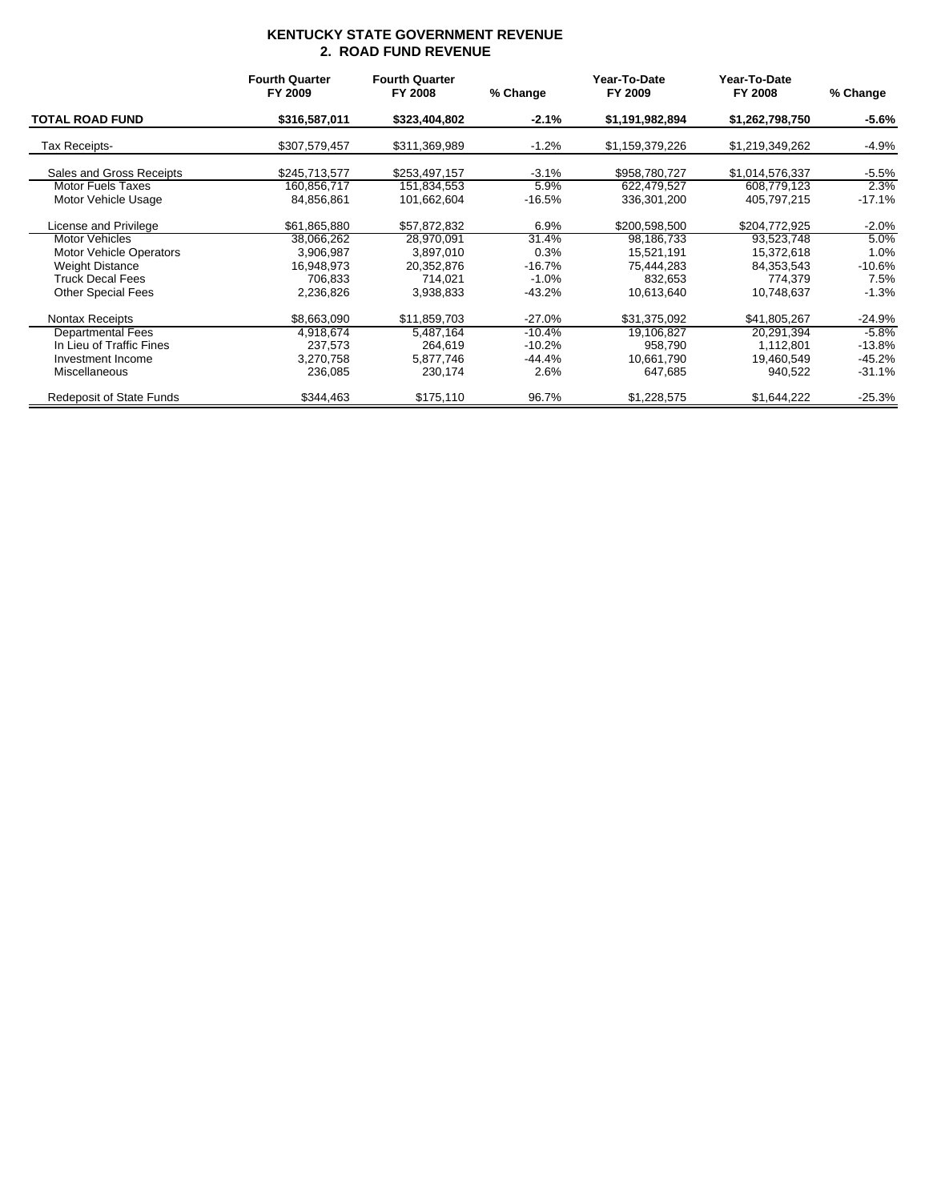# KENTUCKY STATE GOVERNMENT REVENUE
## 2. ROAD FUND REVENUE

| | Fourth Quarter FY 2009 | Fourth Quarter FY 2008 | % Change | Year-To-Date FY 2009 | Year-To-Date FY 2008 | % Change |
|---|---|---|---|---|---|---|
| **TOTAL ROAD FUND** | **$316,587,011** | **$323,404,802** | **-2.1%** | **$1,191,982,894** | **$1,262,798,750** | **-5.6%** |
| Tax Receipts- | $307,579,457 | $311,369,989 | -1.2% | $1,159,379,226 | $1,219,349,262 | -4.9% |
| Sales and Gross Receipts | $245,713,577 | $253,497,157 | -3.1% | $958,780,727 | $1,014,576,337 | -5.5% |
| Motor Fuels Taxes | 160,856,717 | 151,834,553 | 5.9% | 622,479,527 | 608,779,123 | 2.3% |
| Motor Vehicle Usage | 84,856,861 | 101,662,604 | -16.5% | 336,301,200 | 405,797,215 | -17.1% |
| License and Privilege | $61,865,880 | $57,872,832 | 6.9% | $200,598,500 | $204,772,925 | -2.0% |
| Motor Vehicles | 38,066,262 | 28,970,091 | 31.4% | 98,186,733 | 93,523,748 | 5.0% |
| Motor Vehicle Operators | 3,906,987 | 3,897,010 | 0.3% | 15,521,191 | 15,372,618 | 1.0% |
| Weight Distance | 16,948,973 | 20,352,876 | -16.7% | 75,444,283 | 84,353,543 | -10.6% |
| Truck Decal Fees | 706,833 | 714,021 | -1.0% | 832,653 | 774,379 | 7.5% |
| Other Special Fees | 2,236,826 | 3,938,833 | -43.2% | 10,613,640 | 10,748,637 | -1.3% |
| Nontax Receipts | $8,663,090 | $11,859,703 | -27.0% | $31,375,092 | $41,805,267 | -24.9% |
| Departmental Fees | 4,918,674 | 5,487,164 | -10.4% | 19,106,827 | 20,291,394 | -5.8% |
| In Lieu of Traffic Fines | 237,573 | 264,619 | -10.2% | 958,790 | 1,112,801 | -13.8% |
| Investment Income | 3,270,758 | 5,877,746 | -44.4% | 10,661,790 | 19,460,549 | -45.2% |
| Miscellaneous | 236,085 | 230,174 | 2.6% | 647,685 | 940,522 | -31.1% |
| Redeposit of State Funds | $344,463 | $175,110 | 96.7% | $1,228,575 | $1,644,222 | -25.3% |